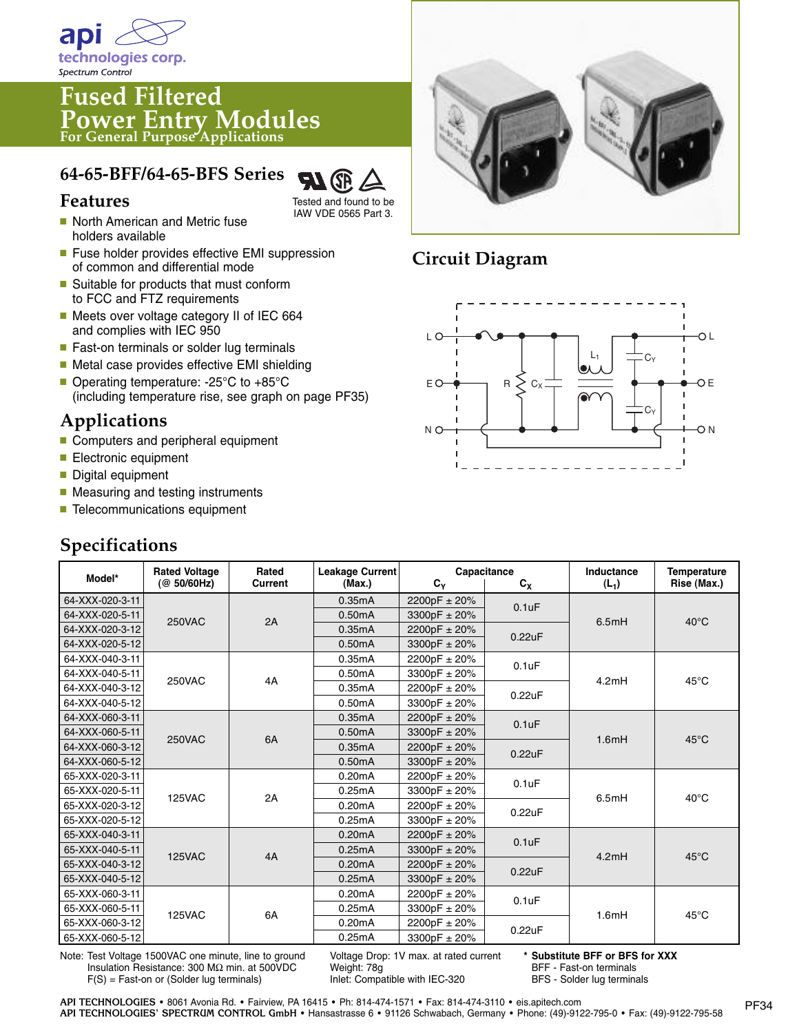api technologies corp.
Spectrum Control

# Fused Filtered Power Entry Modules
For General Purpose Applications

## 64-65-BFF/64-65-BFS Series

Tested and found to be IAW VDE 0565 Part 3.

### Features

- North American and Metric fuse holders available
- Fuse holder provides effective EMI suppression of common and differential mode
- Suitable for products that must conform to FCC and FTZ requirements
- Meets over voltage category II of IEC 664 and complies with IEC 950
- Fast-on terminals or solder lug terminals
- Metal case provides effective EMI shielding
- Operating temperature: -25°C to +85°C (including temperature rise, see graph on page PF35)

### Applications

- Computers and peripheral equipment
- Electronic equipment
- Digital equipment
- Measuring and testing instruments
- Telecommunications equipment

## Circuit Diagram

## Specifications

| Model* | Rated Voltage (@ 50/60Hz) | Rated Current | Leakage Current (Max.) | Capacitance $C_Y$ | Capacitance $C_X$ | Inductance ($L_1$) | Temperature Rise (Max.) |
|---|---|---|---|---|---|---|---|
| 64-XXX-020-3-11 | 250VAC | 2A | 0.35mA | 2200pF ± 20% | 0.1uF | 6.5mH | 40°C |
| 64-XXX-020-5-11 | | | 0.50mA | 3300pF ± 20% | | | |
| 64-XXX-020-3-12 | | | 0.35mA | 2200pF ± 20% | 0.22uF | | |
| 64-XXX-020-5-12 | | | 0.50mA | 3300pF ± 20% | | | |
| 64-XXX-040-3-11 | 250VAC | 4A | 0.35mA | 2200pF ± 20% | 0.1uF | 4.2mH | 45°C |
| 64-XXX-040-5-11 | | | 0.50mA | 3300pF ± 20% | | | |
| 64-XXX-040-3-12 | | | 0.35mA | 2200pF ± 20% | 0.22uF | | |
| 64-XXX-040-5-12 | | | 0.50mA | 3300pF ± 20% | | | |
| 64-XXX-060-3-11 | 250VAC | 6A | 0.35mA | 2200pF ± 20% | 0.1uF | 1.6mH | 45°C |
| 64-XXX-060-5-11 | | | 0.50mA | 3300pF ± 20% | | | |
| 64-XXX-060-3-12 | | | 0.35mA | 2200pF ± 20% | 0.22uF | | |
| 64-XXX-060-5-12 | | | 0.50mA | 3300pF ± 20% | | | |
| 65-XXX-020-3-11 | 125VAC | 2A | 0.20mA | 2200pF ± 20% | 0.1uF | 6.5mH | 40°C |
| 65-XXX-020-5-11 | | | 0.25mA | 3300pF ± 20% | | | |
| 65-XXX-020-3-12 | | | 0.20mA | 2200pF ± 20% | 0.22uF | | |
| 65-XXX-020-5-12 | | | 0.25mA | 3300pF ± 20% | | | |
| 65-XXX-040-3-11 | 125VAC | 4A | 0.20mA | 2200pF ± 20% | 0.1uF | 4.2mH | 45°C |
| 65-XXX-040-5-11 | | | 0.25mA | 3300pF ± 20% | | | |
| 65-XXX-040-3-12 | | | 0.20mA | 2200pF ± 20% | 0.22uF | | |
| 65-XXX-040-5-12 | | | 0.25mA | 3300pF ± 20% | | | |
| 65-XXX-060-3-11 | 125VAC | 6A | 0.20mA | 2200pF ± 20% | 0.1uF | 1.6mH | 45°C |
| 65-XXX-060-5-11 | | | 0.25mA | 3300pF ± 20% | | | |
| 65-XXX-060-3-12 | | | 0.20mA | 2200pF ± 20% | 0.22uF | | |
| 65-XXX-060-5-12 | | | 0.25mA | 3300pF ± 20% | | | |

Note: Test Voltage 1500VAC one minute, line to ground
Insulation Resistance: 300 MΩ min. at 500VDC
F(S) = Fast-on or (Solder lug terminals)

Voltage Drop: 1V max. at rated current
Weight: 78g
Inlet: Compatible with IEC-320

**\* Substitute BFF or BFS for XXX**
BFF - Fast-on terminals
BFS - Solder lug terminals

API TECHNOLOGIES • 8061 Avonia Rd. • Fairview, PA 16415 • Ph: 814-474-1571 • Fax: 814-474-3110 • eis.apitech.com
API TECHNOLOGIES' SPECTRUM CONTROL GmbH • Hansastrasse 6 • 91126 Schwabach, Germany • Phone: (49)-9122-795-0 • Fax: (49)-9122-795-58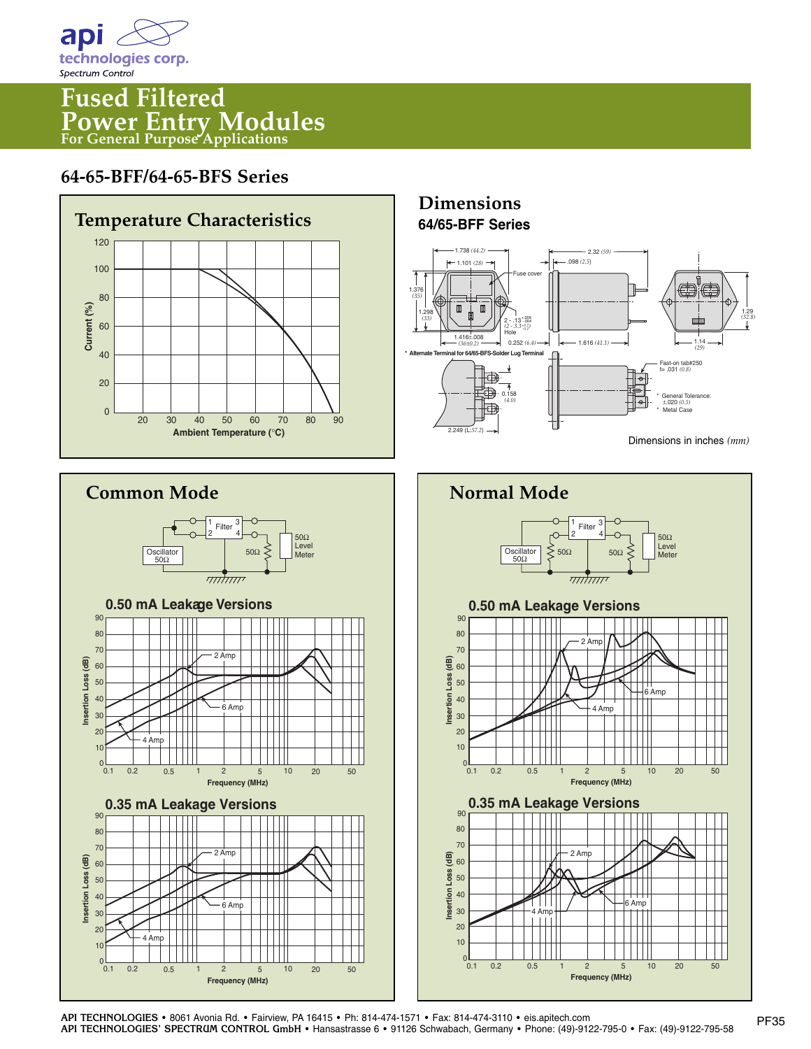# Fused Filtered Power Entry Modules

For General Purpose Applications

## 64-65-BFF/64-65-BFS Series

### Temperature Characteristics

120
100
80
60
40
20
0
Current (%)
20 30 40 50 60 70 80 90
Ambient Temperature (°C)

### Dimensions

**64/65-BFF Series**

1.738 *(44.2)*
1.101 *(28)*
Fuse cover
1.376 *(35)*
1.298 *(33)*
2 - .13 +.008 -.004 *(2 - 3.3 +0.2 -0.1)* Hole
1.416±.008 *(36±0.2)*
0.252 *(6.4)*
2.32 *(59)*
.098 *(2.5)*
1.616 *(41.1)*
1.29 *(32.8)*
1.14 *(29)*

* Alternate Terminal for 64/65-BFS-Solder Lug Terminal

0.158 *(4.0)*
2.249 (L:*57.2)*
Fast-on tab#250 t=.031 *(0.8)*

* General Tolerance: ±.020 *(0.5)*
* Metal Case

Dimensions in inches *(mm)*

### Common Mode

Filter 1 2 3 4
Oscillator 50Ω
50Ω
50Ω Level Meter

**0.50 mA Leakage Versions**

90 80 70 60 50 40 30 20 10 0
Insertion Loss (dB)
2 Amp
6 Amp
4 Amp
0.1 0.2 0.5 1 2 5 10 20 50
Frequency (MHz)

**0.35 mA Leakage Versions**

90 80 70 60 50 40 30 20 10 0
Insertion Loss (dB)
2 Amp
6 Amp
4 Amp
0.1 0.2 0.5 1 2 5 10 20 50
Frequency (MHz)

### Normal Mode

Filter 1 2 3 4
Oscillator 50Ω
50Ω
50Ω
50Ω Level Meter

**0.50 mA Leakage Versions**

90 80 70 60 50 40 30 20 10 0
Insertion Loss (dB)
2 Amp
6 Amp
4 Amp
0.1 0.2 0.5 1 2 5 10 20 50
Frequency (MHz)

**0.35 mA Leakage Versions**

90 80 70 60 50 40 30 20 10 0
Insertion Loss (dB)
2 Amp
6 Amp
4 Amp
0.1 0.2 0.5 1 2 5 10 20 50
Frequency (MHz)

API TECHNOLOGIES • 8061 Avonia Rd. • Fairview, PA 16415 • Ph: 814-474-1571 • Fax: 814-474-3110 • eis.apitech.com
API TECHNOLOGIES' SPECTRUM CONTROL GmbH • Hansastrasse 6 • 91126 Schwabach, Germany • Phone: (49)-9122-795-0 • Fax: (49)-9122-795-58